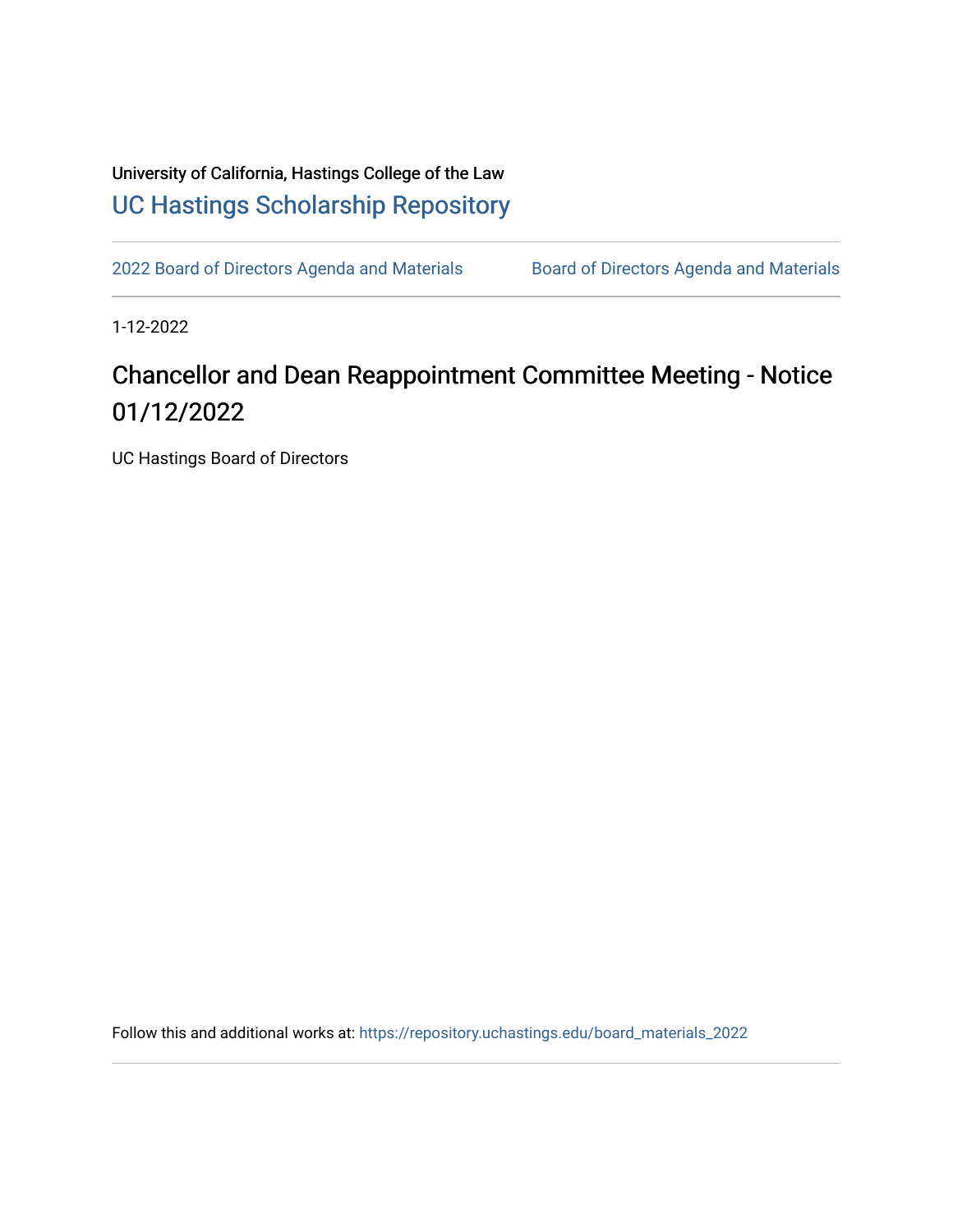University of California, Hastings College of the Law

# UC Hastings Scholarship Repository

2022 Board of Directors Agenda and Materials | Board of Directors Agenda and Materials

1-12-2022

## Chancellor and Dean Reappointment Committee Meeting - Notice 01/12/2022

UC Hastings Board of Directors

Follow this and additional works at: https://repository.uchastings.edu/board_materials_2022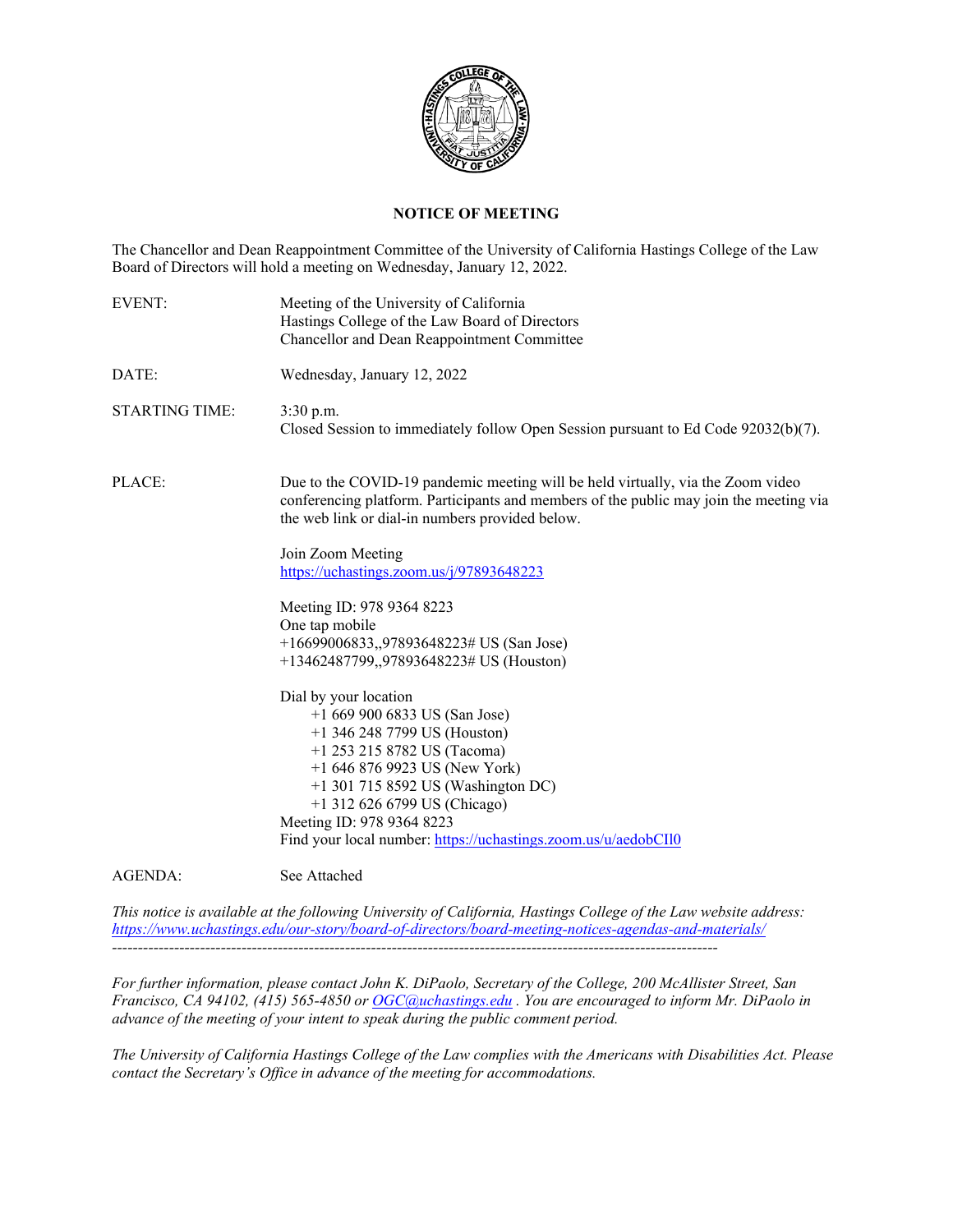## NOTICE OF MEETING

The Chancellor and Dean Reappointment Committee of the University of California Hastings College of the Law Board of Directors will hold a meeting on Wednesday, January 12, 2022.

| | |
|---|---|
| EVENT: | Meeting of the University of California Hastings College of the Law Board of Directors Chancellor and Dean Reappointment Committee |
| DATE: | Wednesday, January 12, 2022 |
| STARTING TIME: | 3:30 p.m.<br>Closed Session to immediately follow Open Session pursuant to Ed Code 92032(b)(7). |
| PLACE: | Due to the COVID-19 pandemic meeting will be held virtually, via the Zoom video conferencing platform. Participants and members of the public may join the meeting via the web link or dial-in numbers provided below.<br><br>Join Zoom Meeting<br>https://uchastings.zoom.us/j/97893648223<br><br>Meeting ID: 978 9364 8223<br>One tap mobile<br>+16699006833,,97893648223# US (San Jose)<br>+13462487799,,97893648223# US (Houston)<br><br>Dial by your location<br>+1 669 900 6833 US (San Jose)<br>+1 346 248 7799 US (Houston)<br>+1 253 215 8782 US (Tacoma)<br>+1 646 876 9923 US (New York)<br>+1 301 715 8592 US (Washington DC)<br>+1 312 626 6799 US (Chicago)<br>Meeting ID: 978 9364 8223<br>Find your local number: https://uchastings.zoom.us/u/aedobCIl0 |
| AGENDA: | See Attached |

*This notice is available at the following University of California, Hastings College of the Law website address: https://www.uchastings.edu/our-story/board-of-directors/board-meeting-notices-agendas-and-materials/*

---

*For further information, please contact John K. DiPaolo, Secretary of the College, 200 McAllister Street, San Francisco, CA 94102, (415) 565-4850 or OGC@uchastings.edu . You are encouraged to inform Mr. DiPaolo in advance of the meeting of your intent to speak during the public comment period.*

*The University of California Hastings College of the Law complies with the Americans with Disabilities Act. Please contact the Secretary's Office in advance of the meeting for accommodations.*